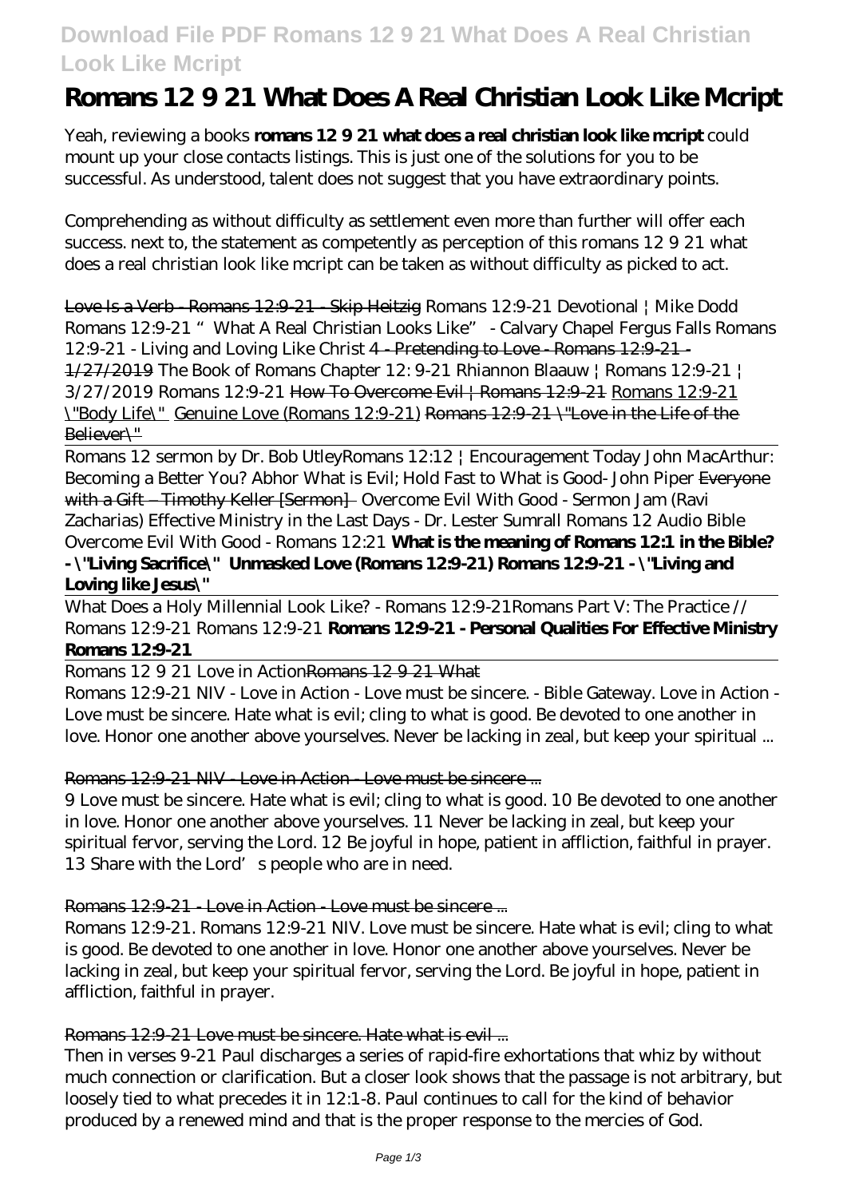# Romans 12 9 21 What Does A Real Christian Look Like Mcript

Yeah, reviewing a books **romans 12 9 21 what does a real christian look like mcript** could mount up your close contacts listings. This is just one of the solutions for you to be successful. As understood, talent does not suggest that you have extraordinary points.

Comprehending as without difficulty as settlement even more than further will offer each success. next to, the statement as competently as perception of this romans 12 9 21 what does a real christian look like mcript can be taken as without difficulty as picked to act.

Love Is a Verb - Romans 12:9-21 - Skip Heitzig *Romans 12:9-21 Devotional | Mike Dodd* *Romans 12:9-21 "What A Real Christian Looks Like" - Calvary Chapel Fergus Falls* *Romans 12:9-21 - Living and Loving Like Christ* 4 - Pretending to Love - Romans 12:9-21 - 1/27/2019 *The Book of Romans Chapter 12: 9-21* *Rhiannon Blaauw | Romans 12:9-21 | 3/27/2019* *Romans 12:9-21* How To Overcome Evil | Romans 12:9-21 Romans 12:9-21 "Body Life" Genuine Love (Romans 12:9-21) Romans 12:9-21 "Love in the Life of the Believer"

Romans 12 sermon by Dr. Bob Utley*Romans 12:12 | Encouragement Today* *John MacArthur: Becoming a Better You?* *Abhor What is Evil; Hold Fast to What is Good- John Piper* Everyone with a Gift – Timothy Keller [Sermon] *Overcome Evil With Good - Sermon Jam (Ravi Zacharias)* *Effective Ministry in the Last Days - Dr. Lester Sumrall* *Romans 12 Audio Bible* *Overcome Evil With Good - Romans 12:21* **What is the meaning of Romans 12:1 in the Bible? - "Living Sacrifice"** **Unmasked Love (Romans 12:9-21)** **Romans 12:9-21 - "Living and Loving like Jesus"**

What Does a Holy Millennial Look Like? - Romans 12:9-21*Romans Part V: The Practice // Romans 12:9-21* *Romans 12:9-21* **Romans 12:9-21 - Personal Qualities For Effective Ministry** **Romans 12:9-21**

Romans 12 9 21 Love in ActionRomans 12 9 21 What

Romans 12:9-21 NIV - Love in Action - Love must be sincere. - Bible Gateway. Love in Action - Love must be sincere. Hate what is evil; cling to what is good. Be devoted to one another in love. Honor one another above yourselves. Never be lacking in zeal, but keep your spiritual ...

Romans 12:9-21 NIV - Love in Action - Love must be sincere ...

9 Love must be sincere. Hate what is evil; cling to what is good. 10 Be devoted to one another in love. Honor one another above yourselves. 11 Never be lacking in zeal, but keep your spiritual fervor, serving the Lord. 12 Be joyful in hope, patient in affliction, faithful in prayer. 13 Share with the Lord's people who are in need.

Romans 12:9-21 - Love in Action - Love must be sincere ...

Romans 12:9-21. Romans 12:9-21 NIV. Love must be sincere. Hate what is evil; cling to what is good. Be devoted to one another in love. Honor one another above yourselves. Never be lacking in zeal, but keep your spiritual fervor, serving the Lord. Be joyful in hope, patient in affliction, faithful in prayer.

Romans 12:9-21 Love must be sincere. Hate what is evil ...

Then in verses 9-21 Paul discharges a series of rapid-fire exhortations that whiz by without much connection or clarification. But a closer look shows that the passage is not arbitrary, but loosely tied to what precedes it in 12:1-8. Paul continues to call for the kind of behavior produced by a renewed mind and that is the proper response to the mercies of God.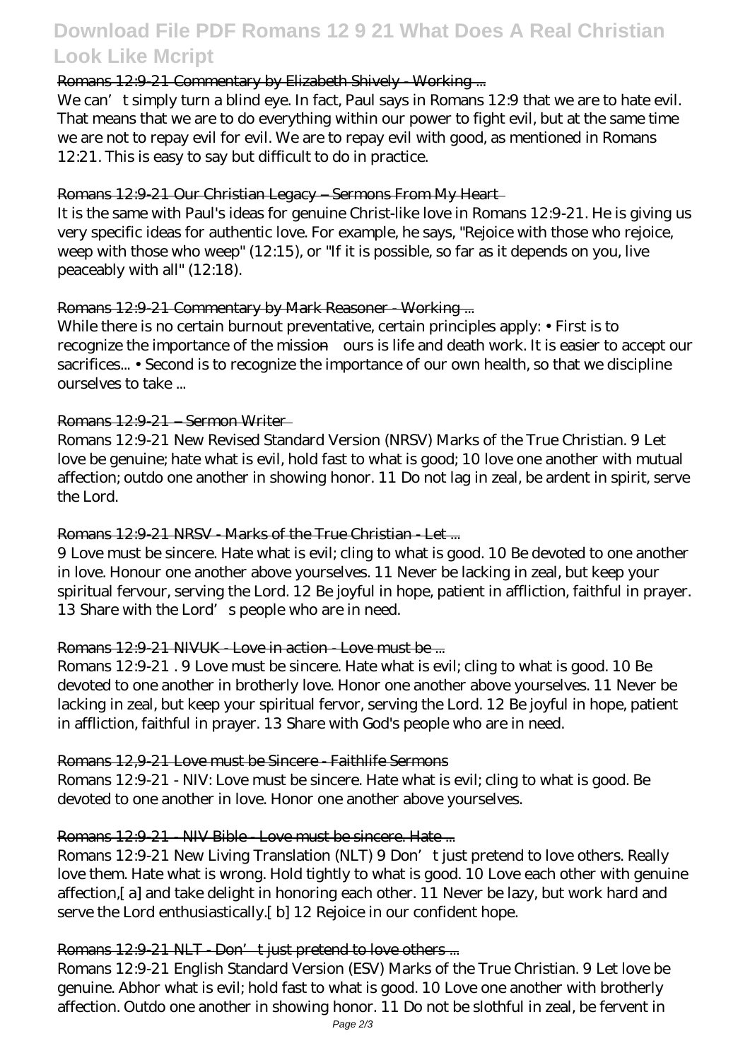### Romans 12:9-21 Commentary by Elizabeth Shively - Working ...

We can't simply turn a blind eye. In fact, Paul says in Romans 12:9 that we are to hate evil. That means that we are to do everything within our power to fight evil, but at the same time we are not to repay evil for evil. We are to repay evil with good, as mentioned in Romans 12:21. This is easy to say but difficult to do in practice.

### Romans 12:9-21 Our Christian Legacy – Sermons From My Heart

It is the same with Paul's ideas for genuine Christ-like love in Romans 12:9-21. He is giving us very specific ideas for authentic love. For example, he says, "Rejoice with those who rejoice, weep with those who weep" (12:15), or "If it is possible, so far as it depends on you, live peaceably with all" (12:18).

### Romans 12:9-21 Commentary by Mark Reasoner - Working ...

While there is no certain burnout preventative, certain principles apply: • First is to recognize the importance of the mission—ours is life and death work. It is easier to accept our sacrifices... • Second is to recognize the importance of our own health, so that we discipline ourselves to take ...

### Romans 12:9-21 – Sermon Writer

Romans 12:9-21 New Revised Standard Version (NRSV) Marks of the True Christian. 9 Let love be genuine; hate what is evil, hold fast to what is good; 10 love one another with mutual affection; outdo one another in showing honor. 11 Do not lag in zeal, be ardent in spirit, serve the Lord.

### Romans 12:9-21 NRSV - Marks of the True Christian - Let ...

9 Love must be sincere. Hate what is evil; cling to what is good. 10 Be devoted to one another in love. Honour one another above yourselves. 11 Never be lacking in zeal, but keep your spiritual fervour, serving the Lord. 12 Be joyful in hope, patient in affliction, faithful in prayer. 13 Share with the Lord's people who are in need.

### Romans 12:9-21 NIVUK - Love in action - Love must be ...

Romans 12:9-21 . 9 Love must be sincere. Hate what is evil; cling to what is good. 10 Be devoted to one another in brotherly love. Honor one another above yourselves. 11 Never be lacking in zeal, but keep your spiritual fervor, serving the Lord. 12 Be joyful in hope, patient in affliction, faithful in prayer. 13 Share with God's people who are in need.

### Romans 12,9-21 Love must be Sincere - Faithlife Sermons

Romans 12:9-21 - NIV: Love must be sincere. Hate what is evil; cling to what is good. Be devoted to one another in love. Honor one another above yourselves.

### Romans 12:9-21 - NIV Bible - Love must be sincere. Hate ...

Romans 12:9-21 New Living Translation (NLT) 9 Don't just pretend to love others. Really love them. Hate what is wrong. Hold tightly to what is good. 10 Love each other with genuine affection,[a] and take delight in honoring each other. 11 Never be lazy, but work hard and serve the Lord enthusiastically.[b] 12 Rejoice in our confident hope.

### Romans 12:9-21 NLT - Don't just pretend to love others ...

Romans 12:9-21 English Standard Version (ESV) Marks of the True Christian. 9 Let love be genuine. Abhor what is evil; hold fast to what is good. 10 Love one another with brotherly affection. Outdo one another in showing honor. 11 Do not be slothful in zeal, be fervent in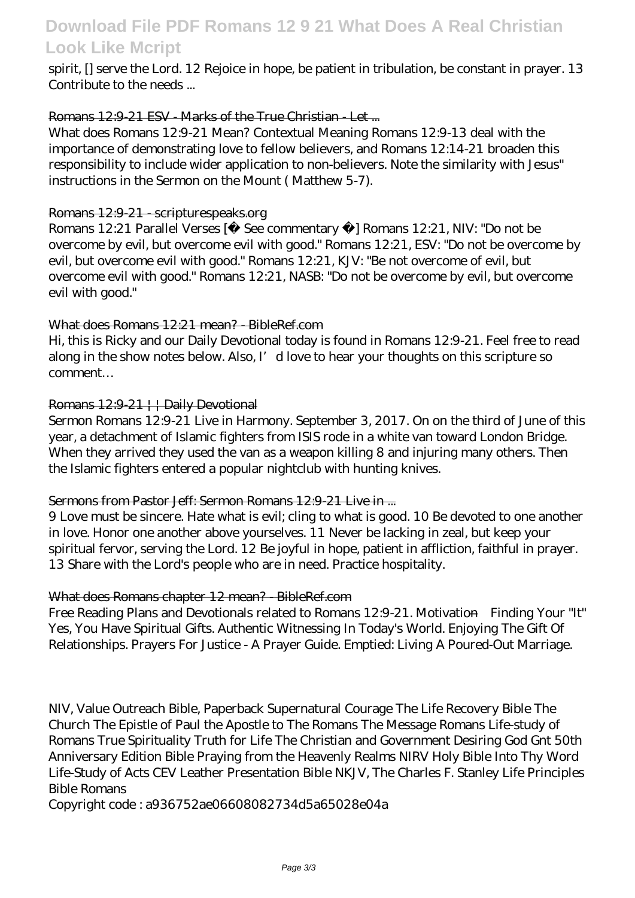spirit, [] serve the Lord. 12 Rejoice in hope, be patient in tribulation, be constant in prayer. 13 Contribute to the needs ...

Romans 12:9-21 ESV - Marks of the True Christian - Let ...

What does Romans 12:9-21 Mean? Contextual Meaning Romans 12:9-13 deal with the importance of demonstrating love to fellow believers, and Romans 12:14-21 broaden this responsibility to include wider application to non-believers. Note the similarity with Jesus" instructions in the Sermon on the Mount ( Matthew 5-7).

Romans 12:9-21 - scripturespeaks.org

Romans 12:21 Parallel Verses [ See commentary ] Romans 12:21, NIV: "Do not be overcome by evil, but overcome evil with good." Romans 12:21, ESV: "Do not be overcome by evil, but overcome evil with good." Romans 12:21, KJV: "Be not overcome of evil, but overcome evil with good." Romans 12:21, NASB: "Do not be overcome by evil, but overcome evil with good."

What does Romans 12:21 mean? - BibleRef.com

Hi, this is Ricky and our Daily Devotional today is found in Romans 12:9-21. Feel free to read along in the show notes below. Also, I'd love to hear your thoughts on this scripture so comment…

Romans 12:9-21 | | Daily Devotional

Sermon Romans 12:9-21 Live in Harmony. September 3, 2017. On on the third of June of this year, a detachment of Islamic fighters from ISIS rode in a white van toward London Bridge. When they arrived they used the van as a weapon killing 8 and injuring many others. Then the Islamic fighters entered a popular nightclub with hunting knives.

Sermons from Pastor Jeff: Sermon Romans 12:9-21 Live in ...

9 Love must be sincere. Hate what is evil; cling to what is good. 10 Be devoted to one another in love. Honor one another above yourselves. 11 Never be lacking in zeal, but keep your spiritual fervor, serving the Lord. 12 Be joyful in hope, patient in affliction, faithful in prayer. 13 Share with the Lord's people who are in need. Practice hospitality.

What does Romans chapter 12 mean? - BibleRef.com

Free Reading Plans and Devotionals related to Romans 12:9-21. Motivation—Finding Your "It" Yes, You Have Spiritual Gifts. Authentic Witnessing In Today's World. Enjoying The Gift Of Relationships. Prayers For Justice - A Prayer Guide. Emptied: Living A Poured-Out Marriage.

NIV, Value Outreach Bible, Paperback Supernatural Courage The Life Recovery Bible The Church The Epistle of Paul the Apostle to The Romans The Message Romans Life-study of Romans True Spirituality Truth for Life The Christian and Government Desiring God Gnt 50th Anniversary Edition Bible Praying from the Heavenly Realms NIRV Holy Bible Into Thy Word Life-Study of Acts CEV Leather Presentation Bible NKJV, The Charles F. Stanley Life Principles Bible Romans

Copyright code : a936752ae06608082734d5a65028e04a